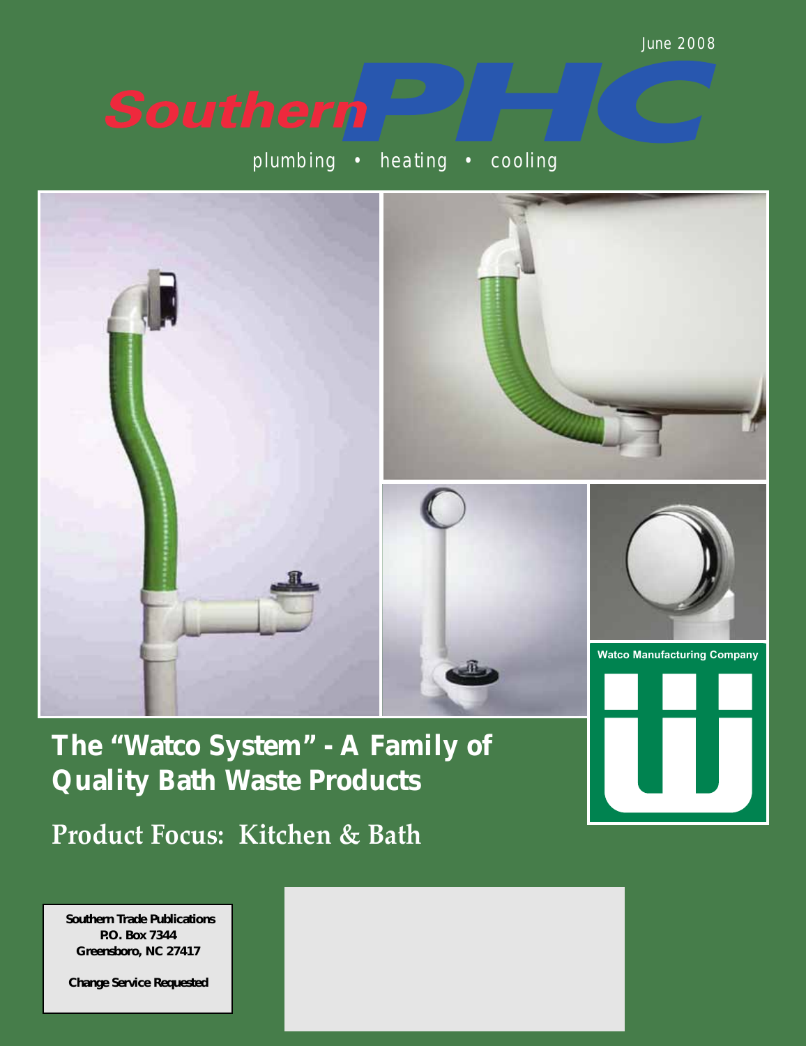June 2008

# Southern PHC

plumbing • heating • cooling

Watco Manufacturing Company

## The "Watco System" - A Family of Quality Bath Waste Products

### Product Focus: Kitchen & Bath

**Southern Trade Publications**
**P.O. Box 7344**
**Greensboro, NC 27417**

**Change Service Requested**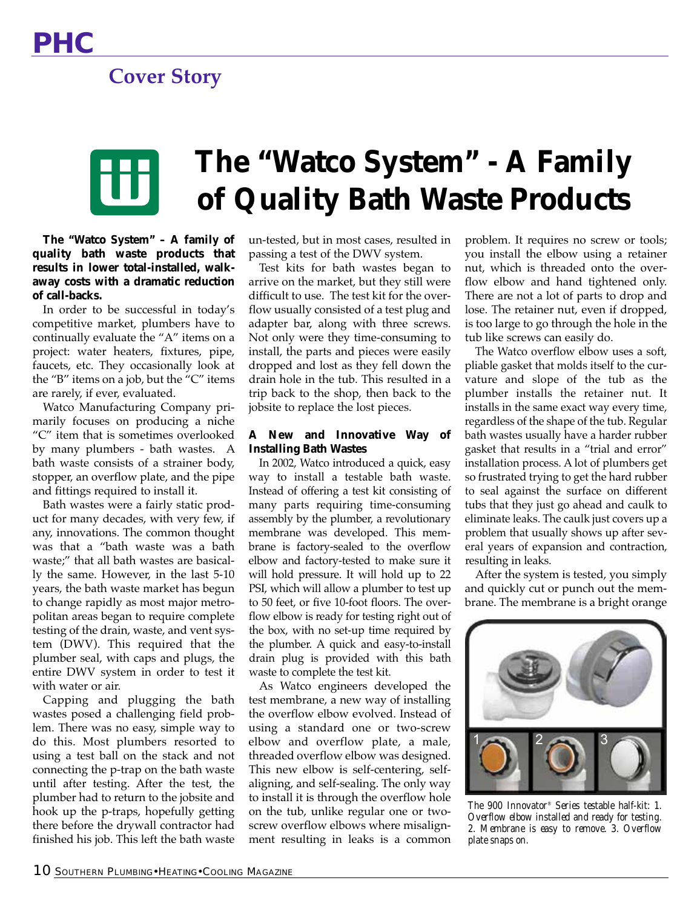# The "Watco System" - A Family of Quality Bath Waste Products

**The "Watco System" – A family of quality bath waste products that results in lower total-installed, walk-away costs with a dramatic reduction of call-backs.**

In order to be successful in today's competitive market, plumbers have to continually evaluate the "A" items on a project: water heaters, fixtures, pipe, faucets, etc. They occasionally look at the "B" items on a job, but the "C" items are rarely, if ever, evaluated.

Watco Manufacturing Company primarily focuses on producing a niche "C" item that is sometimes overlooked by many plumbers - bath wastes. A bath waste consists of a strainer body, stopper, an overflow plate, and the pipe and fittings required to install it.

Bath wastes were a fairly static product for many decades, with very few, if any, innovations. The common thought was that a "bath waste was a bath waste;" that all bath wastes are basically the same. However, in the last 5-10 years, the bath waste market has begun to change rapidly as most major metropolitan areas began to require complete testing of the drain, waste, and vent system (DWV). This required that the plumber seal, with caps and plugs, the entire DWV system in order to test it with water or air.

Capping and plugging the bath wastes posed a challenging field problem. There was no easy, simple way to do this. Most plumbers resorted to using a test ball on the stack and not connecting the p-trap on the bath waste until after testing. After the test, the plumber had to return to the jobsite and hook up the p-traps, hopefully getting there before the drywall contractor had finished his job. This left the bath waste un-tested, but in most cases, resulted in passing a test of the DWV system.

Test kits for bath wastes began to arrive on the market, but they still were difficult to use. The test kit for the overflow usually consisted of a test plug and adapter bar, along with three screws. Not only were they time-consuming to install, the parts and pieces were easily dropped and lost as they fell down the drain hole in the tub. This resulted in a trip back to the shop, then back to the jobsite to replace the lost pieces.

### A New and Innovative Way of Installing Bath Wastes

In 2002, Watco introduced a quick, easy way to install a testable bath waste. Instead of offering a test kit consisting of many parts requiring time-consuming assembly by the plumber, a revolutionary membrane was developed. This membrane is factory-sealed to the overflow elbow and factory-tested to make sure it will hold pressure. It will hold up to 22 PSI, which will allow a plumber to test up to 50 feet, or five 10-foot floors. The overflow elbow is ready for testing right out of the box, with no set-up time required by the plumber. A quick and easy-to-install drain plug is provided with this bath waste to complete the test kit.

As Watco engineers developed the test membrane, a new way of installing the overflow elbow evolved. Instead of using a standard one or two-screw elbow and overflow plate, a male, threaded overflow elbow was designed. This new elbow is self-centering, self-aligning, and self-sealing. The only way to install it is through the overflow hole on the tub, unlike regular one or two-screw overflow elbows where misalignment resulting in leaks is a common problem. It requires no screw or tools; you install the elbow using a retainer nut, which is threaded onto the overflow elbow and hand tightened only. There are not a lot of parts to drop and lose. The retainer nut, even if dropped, is too large to go through the hole in the tub like screws can easily do.

The Watco overflow elbow uses a soft, pliable gasket that molds itself to the curvature and slope of the tub as the plumber installs the retainer nut. It installs in the same exact way every time, regardless of the shape of the tub. Regular bath wastes usually have a harder rubber gasket that results in a "trial and error" installation process. A lot of plumbers get so frustrated trying to get the hard rubber to seal against the surface on different tubs that they just go ahead and caulk to eliminate leaks. The caulk just covers up a problem that usually shows up after several years of expansion and contraction, resulting in leaks.

After the system is tested, you simply and quickly cut or punch out the membrane. The membrane is a bright orange

*The 900 Innovator® Series testable half-kit: 1. Overflow elbow installed and ready for testing. 2. Membrane is easy to remove. 3. Overflow plate snaps on.*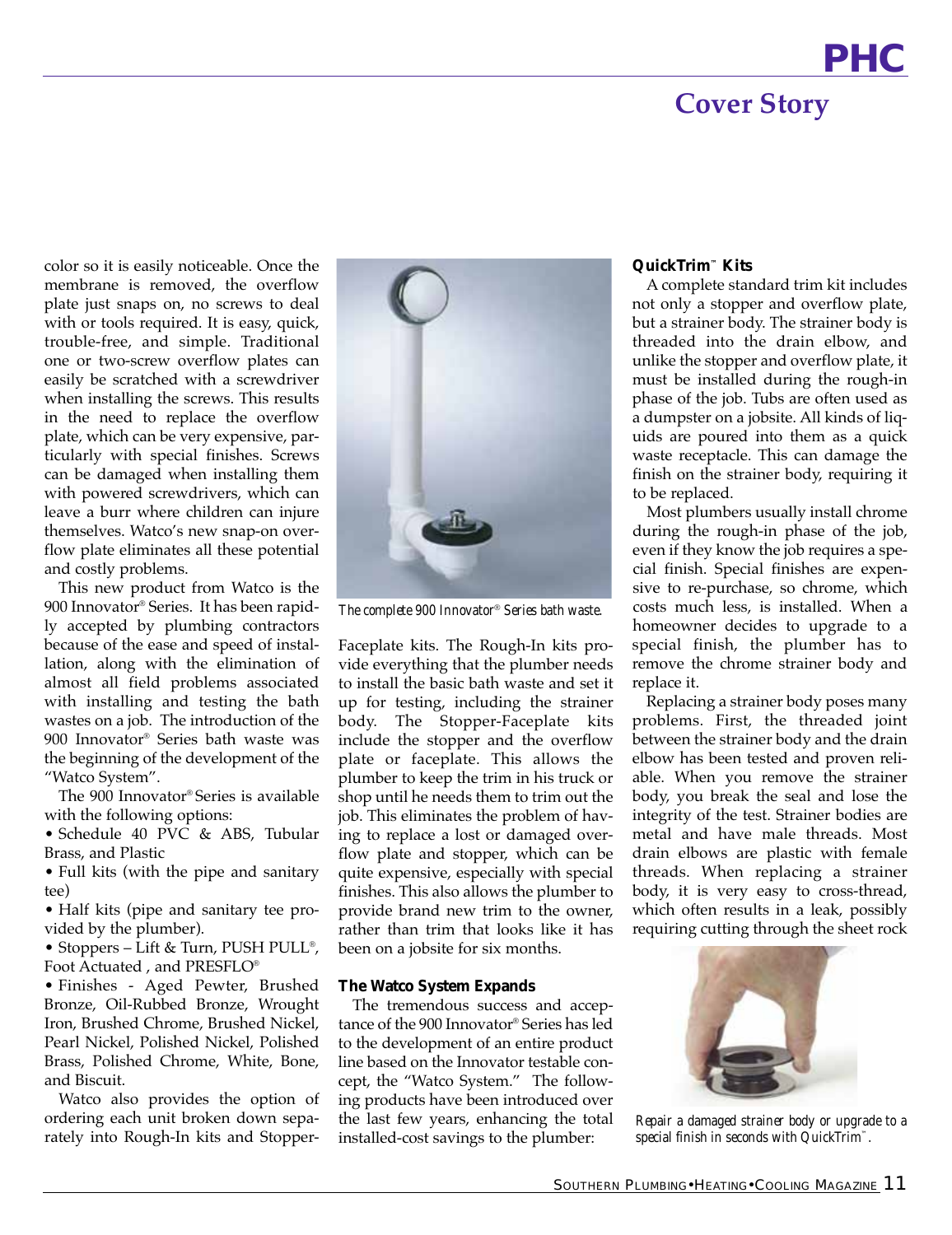color so it is easily noticeable. Once the membrane is removed, the overflow plate just snaps on, no screws to deal with or tools required. It is easy, quick, trouble-free, and simple. Traditional one or two-screw overflow plates can easily be scratched with a screwdriver when installing the screws. This results in the need to replace the overflow plate, which can be very expensive, particularly with special finishes. Screws can be damaged when installing them with powered screwdrivers, which can leave a burr where children can injure themselves. Watco's new snap-on overflow plate eliminates all these potential and costly problems.

This new product from Watco is the 900 Innovator® Series. It has been rapidly accepted by plumbing contractors because of the ease and speed of installation, along with the elimination of almost all field problems associated with installing and testing the bath wastes on a job. The introduction of the 900 Innovator® Series bath waste was the beginning of the development of the "Watco System".

The 900 Innovator® Series is available with the following options:

- Schedule 40 PVC & ABS, Tubular Brass, and Plastic
- Full kits (with the pipe and sanitary tee)
- Half kits (pipe and sanitary tee provided by the plumber).
- Stoppers – Lift & Turn, PUSH PULL®, Foot Actuated , and PRESFLO®
- Finishes - Aged Pewter, Brushed Bronze, Oil-Rubbed Bronze, Wrought Iron, Brushed Chrome, Brushed Nickel, Pearl Nickel, Polished Nickel, Polished Brass, Polished Chrome, White, Bone, and Biscuit.

Watco also provides the option of ordering each unit broken down separately into Rough-In kits and Stopper-Faceplate kits. The Rough-In kits provide everything that the plumber needs to install the basic bath waste and set it up for testing, including the strainer body. The Stopper-Faceplate kits include the stopper and the overflow plate or faceplate. This allows the plumber to keep the trim in his truck or shop until he needs them to trim out the job. This eliminates the problem of having to replace a lost or damaged overflow plate and stopper, which can be quite expensive, especially with special finishes. This also allows the plumber to provide brand new trim to the owner, rather than trim that looks like it has been on a jobsite for six months.

*The complete 900 Innovator® Series bath waste.*

### The Watco System Expands

The tremendous success and acceptance of the 900 Innovator® Series has led to the development of an entire product line based on the Innovator testable concept, the "Watco System." The following products have been introduced over the last few years, enhancing the total installed-cost savings to the plumber:

### QuickTrim™ Kits

A complete standard trim kit includes not only a stopper and overflow plate, but a strainer body. The strainer body is threaded into the drain elbow, and unlike the stopper and overflow plate, it must be installed during the rough-in phase of the job. Tubs are often used as a dumpster on a jobsite. All kinds of liquids are poured into them as a quick waste receptacle. This can damage the finish on the strainer body, requiring it to be replaced.

Most plumbers usually install chrome during the rough-in phase of the job, even if they know the job requires a special finish. Special finishes are expensive to re-purchase, so chrome, which costs much less, is installed. When a homeowner decides to upgrade to a special finish, the plumber has to remove the chrome strainer body and replace it.

Replacing a strainer body poses many problems. First, the threaded joint between the strainer body and the drain elbow has been tested and proven reliable. When you remove the strainer body, you break the seal and lose the integrity of the test. Strainer bodies are metal and have male threads. Most drain elbows are plastic with female threads. When replacing a strainer body, it is very easy to cross-thread, which often results in a leak, possibly requiring cutting through the sheet rock

*Repair a damaged strainer body or upgrade to a special finish in seconds with QuickTrim™.*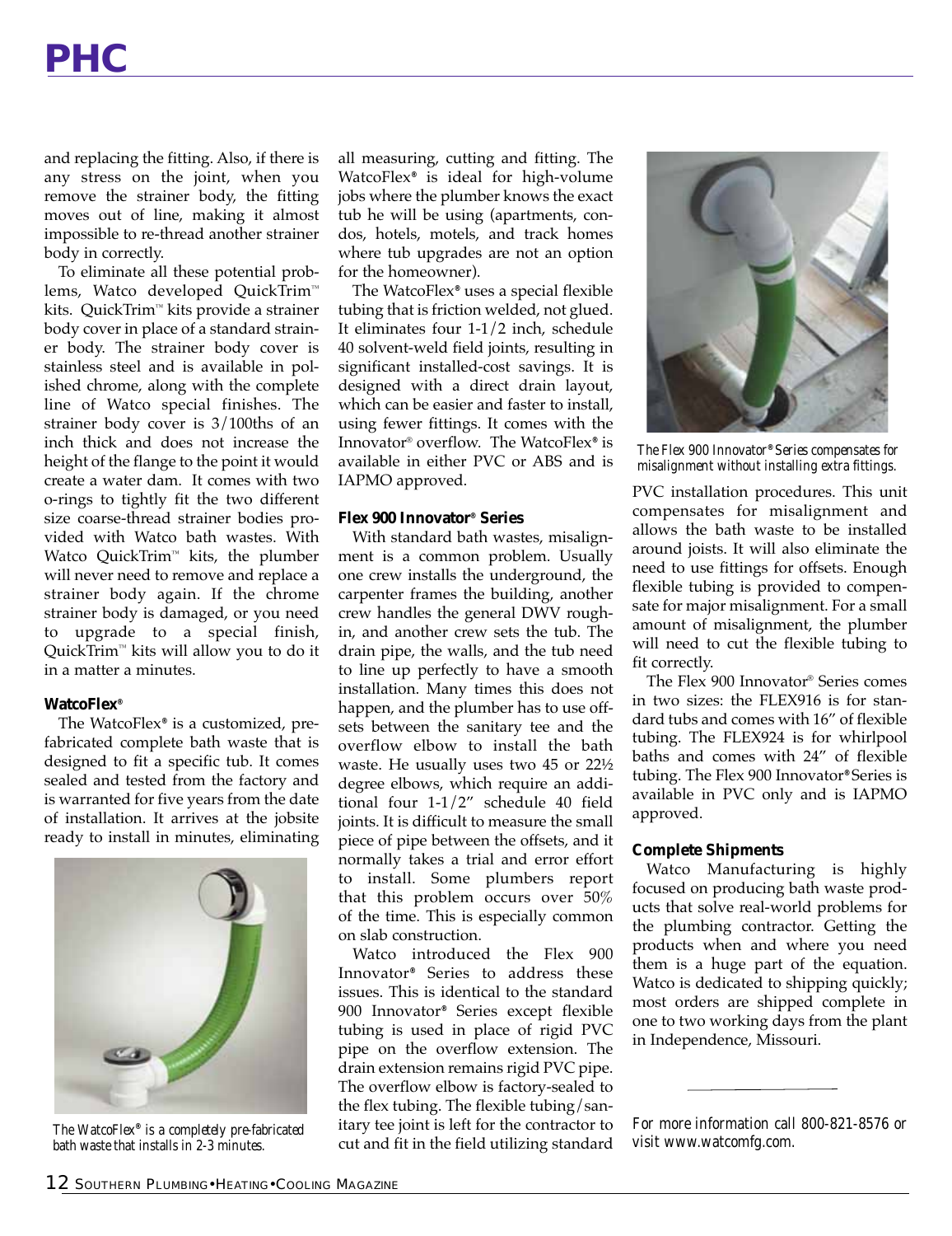and replacing the fitting. Also, if there is any stress on the joint, when you remove the strainer body, the fitting moves out of line, making it almost impossible to re-thread another strainer body in correctly.

To eliminate all these potential problems, Watco developed QuickTrim™ kits. QuickTrim™ kits provide a strainer body cover in place of a standard strainer body. The strainer body cover is stainless steel and is available in polished chrome, along with the complete line of Watco special finishes. The strainer body cover is 3/100ths of an inch thick and does not increase the height of the flange to the point it would create a water dam. It comes with two o-rings to tightly fit the two different size coarse-thread strainer bodies provided with Watco bath wastes. With Watco QuickTrim™ kits, the plumber will never need to remove and replace a strainer body again. If the chrome strainer body is damaged, or you need to upgrade to a special finish, QuickTrim™ kits will allow you to do it in a matter a minutes.

**WatcoFlex®**

The WatcoFlex® is a customized, prefabricated complete bath waste that is designed to fit a specific tub. It comes sealed and tested from the factory and is warranted for five years from the date of installation. It arrives at the jobsite ready to install in minutes, eliminating all measuring, cutting and fitting. The WatcoFlex® is ideal for high-volume jobs where the plumber knows the exact tub he will be using (apartments, condos, hotels, motels, and track homes where tub upgrades are not an option for the homeowner).

*The WatcoFlex® is a completely pre-fabricated bath waste that installs in 2-3 minutes.*

The WatcoFlex® uses a special flexible tubing that is friction welded, not glued. It eliminates four 1-1/2 inch, schedule 40 solvent-weld field joints, resulting in significant installed-cost savings. It is designed with a direct drain layout, which can be easier and faster to install, using fewer fittings. It comes with the Innovator® overflow. The WatcoFlex® is available in either PVC or ABS and is IAPMO approved.

**Flex 900 Innovator® Series**

With standard bath wastes, misalignment is a common problem. Usually one crew installs the underground, the carpenter frames the building, another crew handles the general DWV rough-in, and another crew sets the tub. The drain pipe, the walls, and the tub need to line up perfectly to have a smooth installation. Many times this does not happen, and the plumber has to use offsets between the sanitary tee and the overflow elbow to install the bath waste. He usually uses two 45 or 22½ degree elbows, which require an additional four 1-1/2" schedule 40 field joints. It is difficult to measure the small piece of pipe between the offsets, and it normally takes a trial and error effort to install. Some plumbers report that this problem occurs over 50% of the time. This is especially common on slab construction.

Watco introduced the Flex 900 Innovator® Series to address these issues. This is identical to the standard 900 Innovator® Series except flexible tubing is used in place of rigid PVC pipe on the overflow extension. The drain extension remains rigid PVC pipe. The overflow elbow is factory-sealed to the flex tubing. The flexible tubing/sanitary tee joint is left for the contractor to cut and fit in the field utilizing standard PVC installation procedures. This unit compensates for misalignment and allows the bath waste to be installed around joists. It will also eliminate the need to use fittings for offsets. Enough flexible tubing is provided to compensate for major misalignment. For a small amount of misalignment, the plumber will need to cut the flexible tubing to fit correctly.

*The Flex 900 Innovator® Series compensates for misalignment without installing extra fittings.*

The Flex 900 Innovator® Series comes in two sizes: the FLEX916 is for standard tubs and comes with 16" of flexible tubing. The FLEX924 is for whirlpool baths and comes with 24" of flexible tubing. The Flex 900 Innovator® Series is available in PVC only and is IAPMO approved.

**Complete Shipments**

Watco Manufacturing is highly focused on producing bath waste products that solve real-world problems for the plumbing contractor. Getting the products when and where you need them is a huge part of the equation. Watco is dedicated to shipping quickly; most orders are shipped complete in one to two working days from the plant in Independence, Missouri.

---

*For more information call 800-821-8576 or visit www.watcomfg.com.*